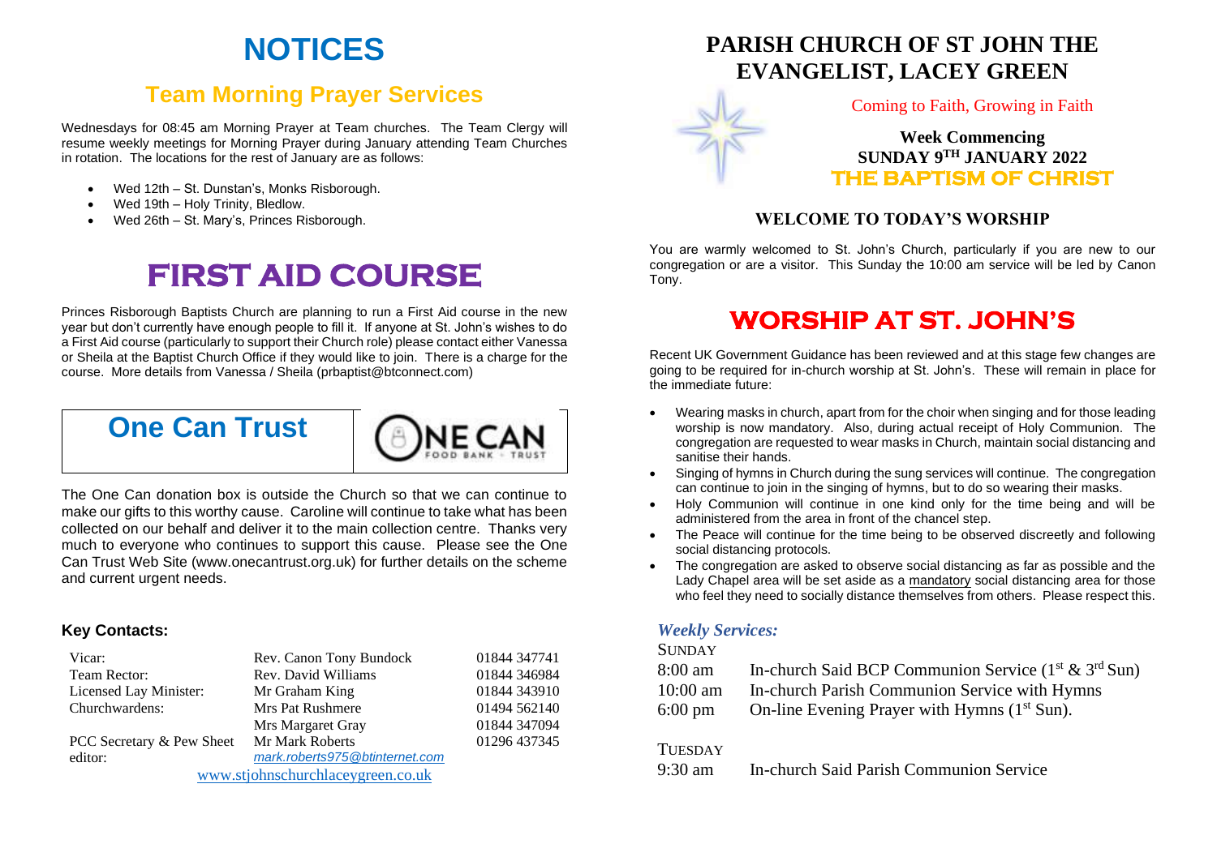# NOTICES

## Team Morning Prayer Services

Wednesdays for 08:45 am Morning Prayer at Team churches. The Team Clergy will resume weekly meetings for Morning Prayer during January attending Team Churches in rotation. The locations for the rest of January are as follows:

- Wed 12th – St. Dunstan's, Monks Risborough.
- Wed 19th – Holy Trinity, Bledlow.
- Wed 26th – St. Mary's, Princes Risborough.

## FIRST AID COURSE

Princes Risborough Baptists Church are planning to run a First Aid course in the new year but don't currently have enough people to fill it. If anyone at St. John's wishes to do a First Aid course (particularly to support their Church role) please contact either Vanessa or Sheila at the Baptist Church Office if they would like to join. There is a charge for the course. More details from Vanessa / Sheila (prbaptist@btconnect.com)

## One Can Trust

ONE CAN FOOD BANK • TRUST

The One Can donation box is outside the Church so that we can continue to make our gifts to this worthy cause. Caroline will continue to take what has been collected on our behalf and deliver it to the main collection centre. Thanks very much to everyone who continues to support this cause. Please see the One Can Trust Web Site (www.onecantrust.org.uk) for further details on the scheme and current urgent needs.

### Key Contacts:

| | | |
|---|---|---|
| Vicar: | Rev. Canon Tony Bundock | 01844 347741 |
| Team Rector: | Rev. David Williams | 01844 346984 |
| Licensed Lay Minister: | Mr Graham King | 01844 343910 |
| Churchwardens: | Mrs Pat Rushmere | 01494 562140 |
| | Mrs Margaret Gray | 01844 347094 |
| PCC Secretary & Pew Sheet editor: | Mr Mark Roberts *mark.roberts975@btinternet.com* | 01296 437345 |

www.stjohnschurchlaceygreen.co.uk

# PARISH CHURCH OF ST JOHN THE EVANGELIST, LACEY GREEN

Coming to Faith, Growing in Faith

**Week Commencing**
**SUNDAY 9TH JANUARY 2022**
**THE BAPTISM OF CHRIST**

### WELCOME TO TODAY'S WORSHIP

You are warmly welcomed to St. John's Church, particularly if you are new to our congregation or are a visitor. This Sunday the 10:00 am service will be led by Canon Tony.

## WORSHIP AT ST. JOHN'S

Recent UK Government Guidance has been reviewed and at this stage few changes are going to be required for in-church worship at St. John's. These will remain in place for the immediate future:

- Wearing masks in church, apart from for the choir when singing and for those leading worship is now mandatory. Also, during actual receipt of Holy Communion. The congregation are requested to wear masks in Church, maintain social distancing and sanitise their hands.
- Singing of hymns in Church during the sung services will continue. The congregation can continue to join in the singing of hymns, but to do so wearing their masks.
- Holy Communion will continue in one kind only for the time being and will be administered from the area in front of the chancel step.
- The Peace will continue for the time being to be observed discreetly and following social distancing protocols.
- The congregation are asked to observe social distancing as far as possible and the Lady Chapel area will be set aside as a mandatory social distancing area for those who feel they need to socially distance themselves from others. Please respect this.

### *Weekly Services:*

SUNDAY

| | |
|---|---|
| 8:00 am | In-church Said BCP Communion Service (1st & 3rd Sun) |
| 10:00 am | In-church Parish Communion Service with Hymns |
| 6:00 pm | On-line Evening Prayer with Hymns (1st Sun). |

TUESDAY

| | |
|---|---|
| 9:30 am | In-church Said Parish Communion Service |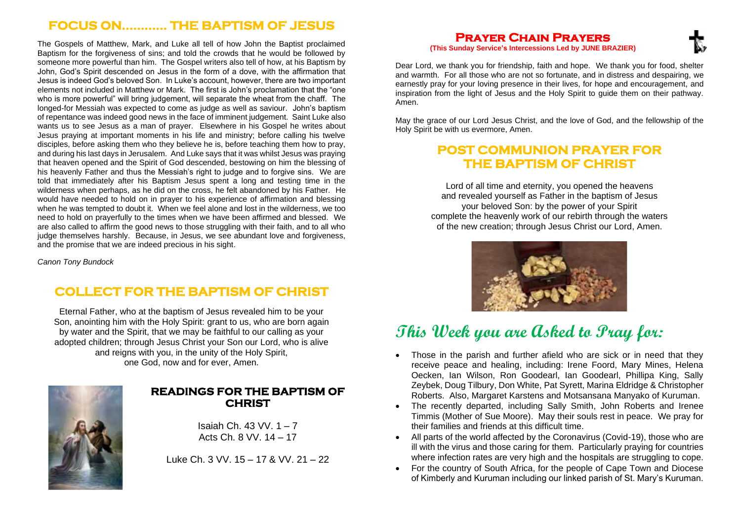## FOCUS ON............ THE BAPTISM OF JESUS

The Gospels of Matthew, Mark, and Luke all tell of how John the Baptist proclaimed Baptism for the forgiveness of sins; and told the crowds that he would be followed by someone more powerful than him. The Gospel writers also tell of how, at his Baptism by John, God's Spirit descended on Jesus in the form of a dove, with the affirmation that Jesus is indeed God's beloved Son. In Luke's account, however, there are two important elements not included in Matthew or Mark. The first is John's proclamation that the "one who is more powerful" will bring judgement, will separate the wheat from the chaff. The longed-for Messiah was expected to come as judge as well as saviour. John's baptism of repentance was indeed good news in the face of imminent judgement. Saint Luke also wants us to see Jesus as a man of prayer. Elsewhere in his Gospel he writes about Jesus praying at important moments in his life and ministry; before calling his twelve disciples, before asking them who they believe he is, before teaching them how to pray, and during his last days in Jerusalem. And Luke says that it was whilst Jesus was praying that heaven opened and the Spirit of God descended, bestowing on him the blessing of his heavenly Father and thus the Messiah's right to judge and to forgive sins. We are told that immediately after his Baptism Jesus spent a long and testing time in the wilderness when perhaps, as he did on the cross, he felt abandoned by his Father. He would have needed to hold on in prayer to his experience of affirmation and blessing when he was tempted to doubt it. When we feel alone and lost in the wilderness, we too need to hold on prayerfully to the times when we have been affirmed and blessed. We are also called to affirm the good news to those struggling with their faith, and to all who judge themselves harshly. Because, in Jesus, we see abundant love and forgiveness, and the promise that we are indeed precious in his sight.

*Canon Tony Bundock*

## COLLECT FOR THE BAPTISM OF CHRIST

Eternal Father, who at the baptism of Jesus revealed him to be your Son, anointing him with the Holy Spirit: grant to us, who are born again by water and the Spirit, that we may be faithful to our calling as your adopted children; through Jesus Christ your Son our Lord, who is alive and reigns with you, in the unity of the Holy Spirit, one God, now and for ever, Amen.

### READINGS FOR THE BAPTISM OF CHRIST

Isaiah Ch. 43 VV. 1 – 7
Acts Ch. 8 VV. 14 – 17

Luke Ch. 3 VV. 15 – 17 & VV. 21 – 22

## PRAYER CHAIN PRAYERS

**(This Sunday Service's Intercessions Led by JUNE BRAZIER)**

Dear Lord, we thank you for friendship, faith and hope. We thank you for food, shelter and warmth. For all those who are not so fortunate, and in distress and despairing, we earnestly pray for your loving presence in their lives, for hope and encouragement, and inspiration from the light of Jesus and the Holy Spirit to guide them on their pathway. Amen.

May the grace of our Lord Jesus Christ, and the love of God, and the fellowship of the Holy Spirit be with us evermore, Amen.

## POST COMMUNION PRAYER FOR THE BAPTISM OF CHRIST

Lord of all time and eternity, you opened the heavens and revealed yourself as Father in the baptism of Jesus your beloved Son: by the power of your Spirit complete the heavenly work of our rebirth through the waters of the new creation; through Jesus Christ our Lord, Amen.

## This Week you are Asked to Pray for:

- Those in the parish and further afield who are sick or in need that they receive peace and healing, including: Irene Foord, Mary Mines, Helena Oecken, Ian Wilson, Ron Goodearl, Ian Goodearl, Phillipa King, Sally Zeybek, Doug Tilbury, Don White, Pat Syrett, Marina Eldridge & Christopher Roberts. Also, Margaret Karstens and Motsansana Manyako of Kuruman.
- The recently departed, including Sally Smith, John Roberts and Irenee Timmis (Mother of Sue Moore). May their souls rest in peace. We pray for their families and friends at this difficult time.
- All parts of the world affected by the Coronavirus (Covid-19), those who are ill with the virus and those caring for them. Particularly praying for countries where infection rates are very high and the hospitals are struggling to cope.
- For the country of South Africa, for the people of Cape Town and Diocese of Kimberly and Kuruman including our linked parish of St. Mary's Kuruman.